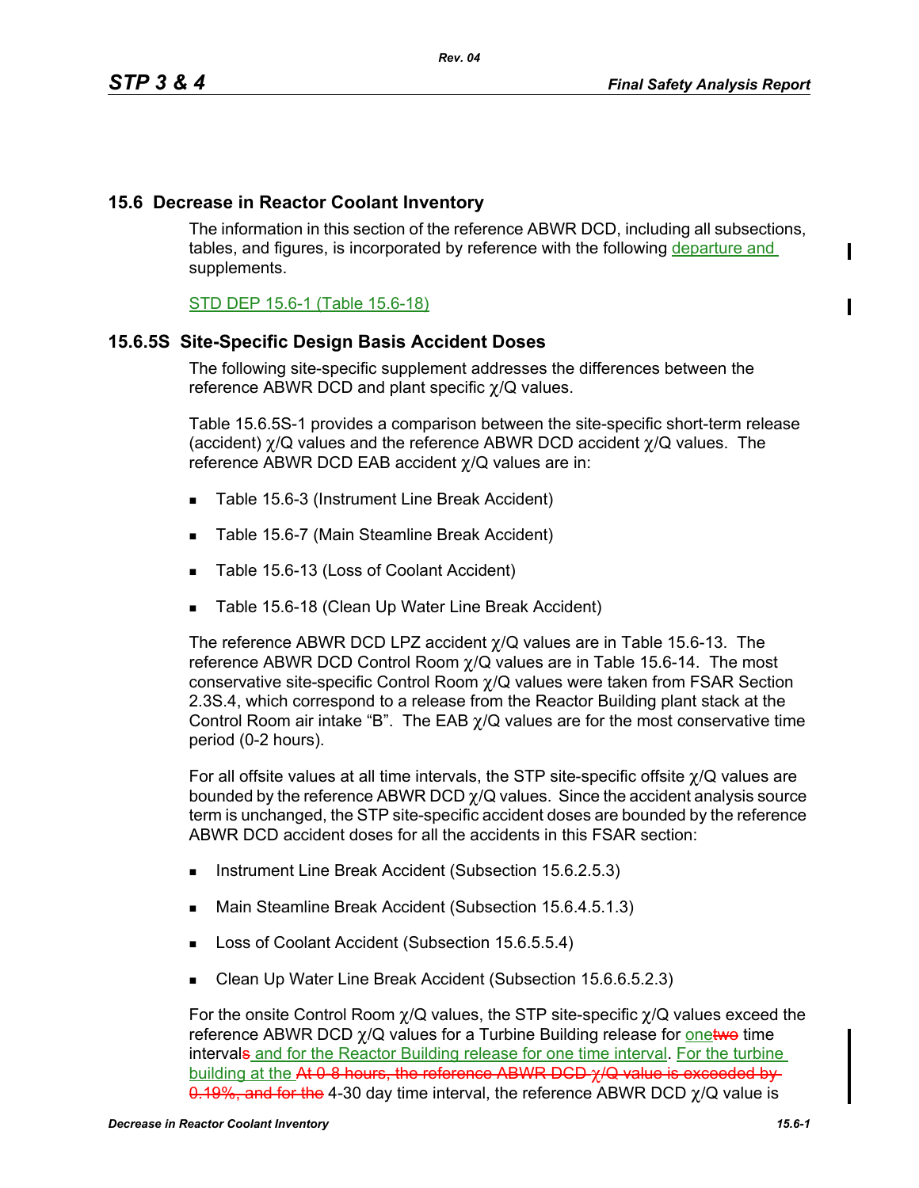## 15.6 Decrease in Reactor Coolant Inventory

The information in this section of the reference ABWR DCD, including all subsections, tables, and figures, is incorporated by reference with the following departure and supplements.

STD DEP 15.6-1 (Table 15.6-18)

### 15.6.5S Site-Specific Design Basis Accident Doses

The following site-specific supplement addresses the differences between the reference ABWR DCD and plant specific $\chi$/Q values.

Table 15.6.5S-1 provides a comparison between the site-specific short-term release (accident) $\chi$/Q values and the reference ABWR DCD accident $\chi$/Q values. The reference ABWR DCD EAB accident $\chi$/Q values are in:

- Table 15.6-3 (Instrument Line Break Accident)
- Table 15.6-7 (Main Steamline Break Accident)
- Table 15.6-13 (Loss of Coolant Accident)
- Table 15.6-18 (Clean Up Water Line Break Accident)

The reference ABWR DCD LPZ accident $\chi$/Q values are in Table 15.6-13. The reference ABWR DCD Control Room $\chi$/Q values are in Table 15.6-14. The most conservative site-specific Control Room $\chi$/Q values were taken from FSAR Section 2.3S.4, which correspond to a release from the Reactor Building plant stack at the Control Room air intake "B". The EAB $\chi$/Q values are for the most conservative time period (0-2 hours).

For all offsite values at all time intervals, the STP site-specific offsite $\chi$/Q values are bounded by the reference ABWR DCD $\chi$/Q values. Since the accident analysis source term is unchanged, the STP site-specific accident doses are bounded by the reference ABWR DCD accident doses for all the accidents in this FSAR section:

- Instrument Line Break Accident (Subsection 15.6.2.5.3)
- Main Steamline Break Accident (Subsection 15.6.4.5.1.3)
- Loss of Coolant Accident (Subsection 15.6.5.5.4)
- Clean Up Water Line Break Accident (Subsection 15.6.6.5.2.3)

For the onsite Control Room $\chi$/Q values, the STP site-specific $\chi$/Q values exceed the reference ABWR DCD $\chi$/Q values for a Turbine Building release for one~~two~~ time interval~~s~~ and for the Reactor Building release for one time interval. For the turbine building at the ~~At 0-8 hours, the reference ABWR DCD $\chi$/Q value is exceeded by 0.19%, and for the~~ 4-30 day time interval, the reference ABWR DCD $\chi$/Q value is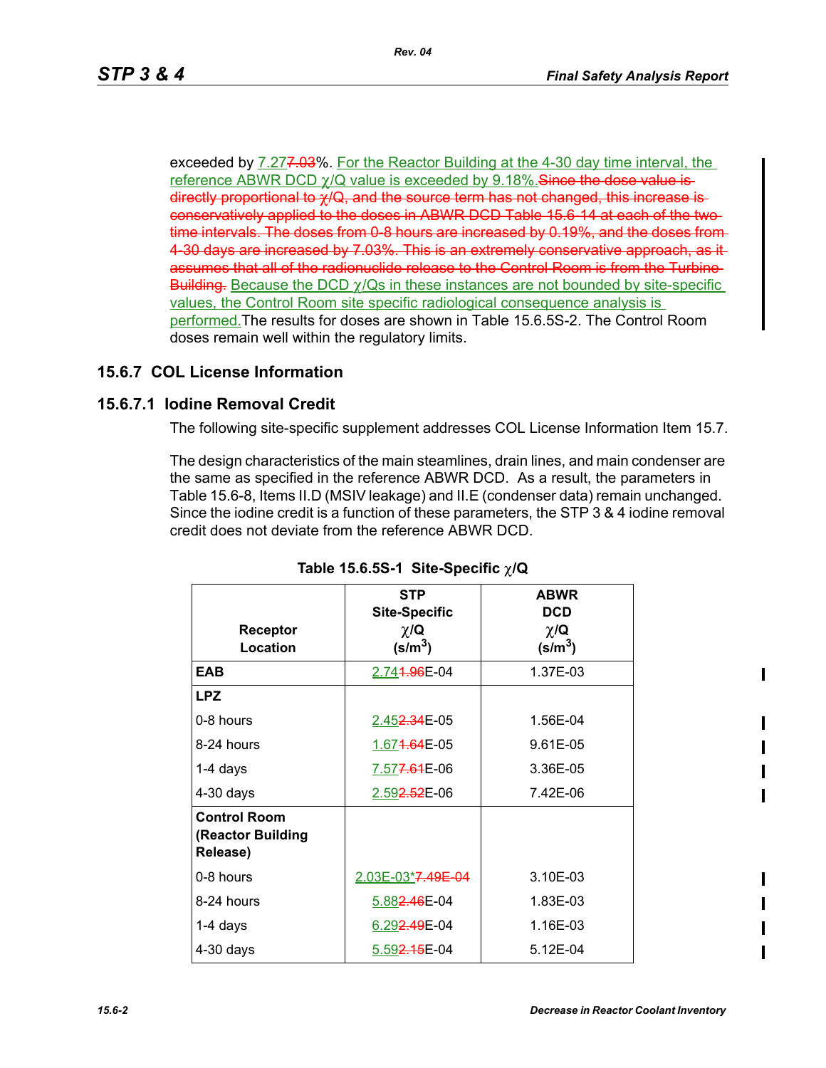exceeded by 7.27~~7.03~~%. For the Reactor Building at the 4-30 day time interval, the reference ABWR DCD $\chi$/Q value is exceeded by 9.18%.~~Since the dose value is directly proportional to $\chi$/Q, and the source term has not changed, this increase is conservatively applied to the doses in ABWR DCD Table 15.6-14 at each of the two time intervals. The doses from 0-8 hours are increased by 0.19%, and the doses from 4-30 days are increased by 7.03%. This is an extremely conservative approach, as it assumes that all of the radionuclide release to the Control Room is from the Turbine Building.~~ Because the DCD $\chi$/Qs in these instances are not bounded by site-specific values, the Control Room site specific radiological consequence analysis is performed.The results for doses are shown in Table 15.6.5S-2. The Control Room doses remain well within the regulatory limits.

## 15.6.7 COL License Information

### 15.6.7.1 Iodine Removal Credit

The following site-specific supplement addresses COL License Information Item 15.7.

The design characteristics of the main steamlines, drain lines, and main condenser are the same as specified in the reference ABWR DCD. As a result, the parameters in Table 15.6-8, Items II.D (MSIV leakage) and II.E (condenser data) remain unchanged. Since the iodine credit is a function of these parameters, the STP 3 & 4 iodine removal credit does not deviate from the reference ABWR DCD.

**Table 15.6.5S-1 Site-Specific $\chi$/Q**

| Receptor Location | STP Site-Specific $\chi$/Q (s/m$^3$) | ABWR DCD $\chi$/Q (s/m$^3$) |
|---|---|---|
| **EAB** | 2.74~~1.96~~E-04 | 1.37E-03 |
| **LPZ** | | |
| 0-8 hours | 2.45~~2.34~~E-05 | 1.56E-04 |
| 8-24 hours | 1.67~~1.64~~E-05 | 9.61E-05 |
| 1-4 days | 7.57~~7.61~~E-06 | 3.36E-05 |
| 4-30 days | 2.59~~2.52~~E-06 | 7.42E-06 |
| **Control Room (Reactor Building Release)** | | |
| 0-8 hours | 2.03E-03*~~7.49E-04~~ | 3.10E-03 |
| 8-24 hours | 5.88~~2.46~~E-04 | 1.83E-03 |
| 1-4 days | 6.29~~2.49~~E-04 | 1.16E-03 |
| 4-30 days | 5.59~~2.15~~E-04 | 5.12E-04 |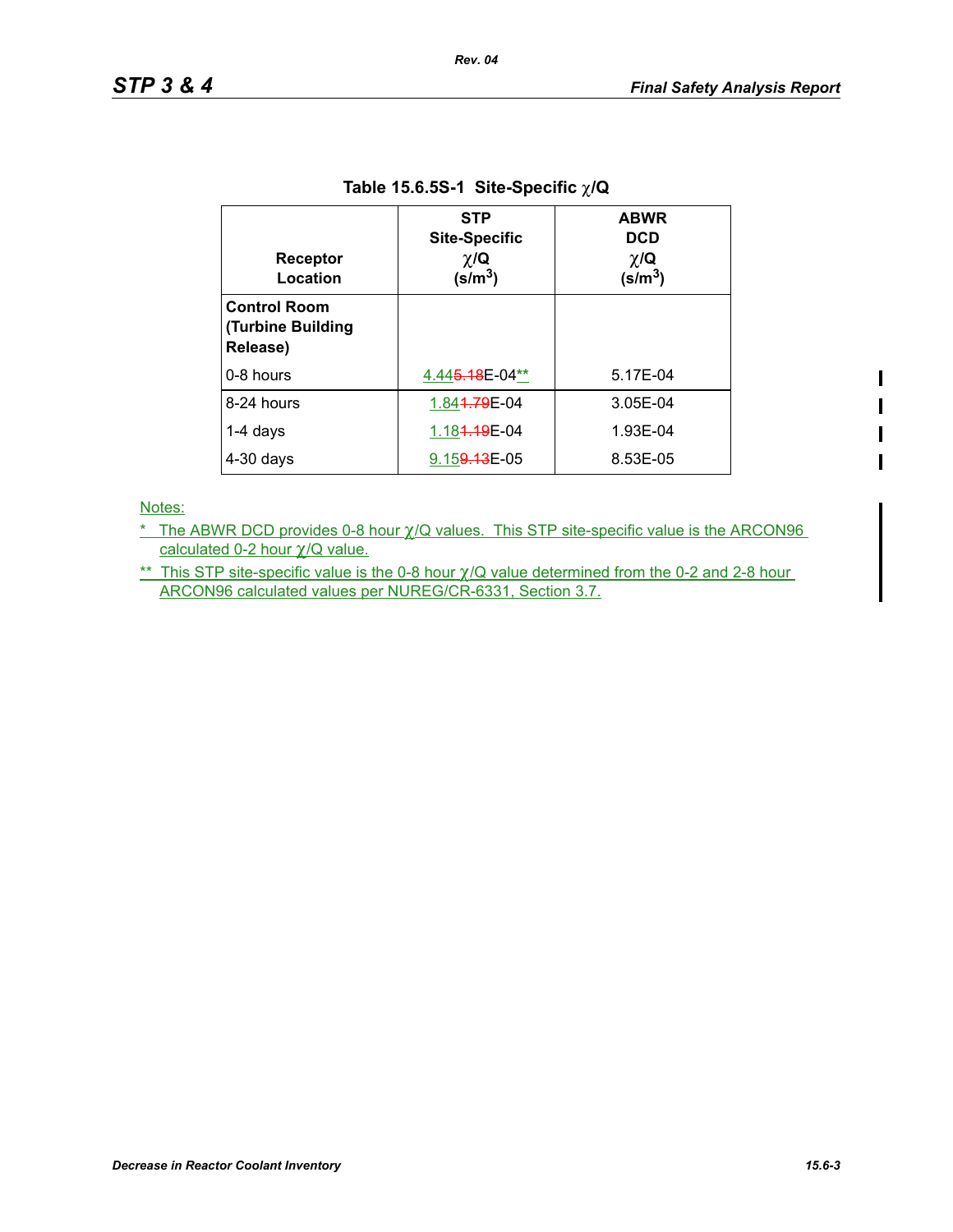### Table 15.6.5S-1 Site-Specific χ/Q

| Receptor Location | STP Site-Specific χ/Q (s/m$^3$) | ABWR DCD χ/Q (s/m$^3$) |
|---|---|---|
| **Control Room (Turbine Building Release)** | | |
| 0-8 hours | 4.44~~5.18~~E-04** | 5.17E-04 |
| 8-24 hours | 1.84~~1.79~~E-04 | 3.05E-04 |
| 1-4 days | 1.18~~1.19~~E-04 | 1.93E-04 |
| 4-30 days | 9.15~~9.13~~E-05 | 8.53E-05 |

Notes:

\* The ABWR DCD provides 0-8 hour χ/Q values. This STP site-specific value is the ARCON96 calculated 0-2 hour χ/Q value.

\** This STP site-specific value is the 0-8 hour χ/Q value determined from the 0-2 and 2-8 hour ARCON96 calculated values per NUREG/CR-6331, Section 3.7.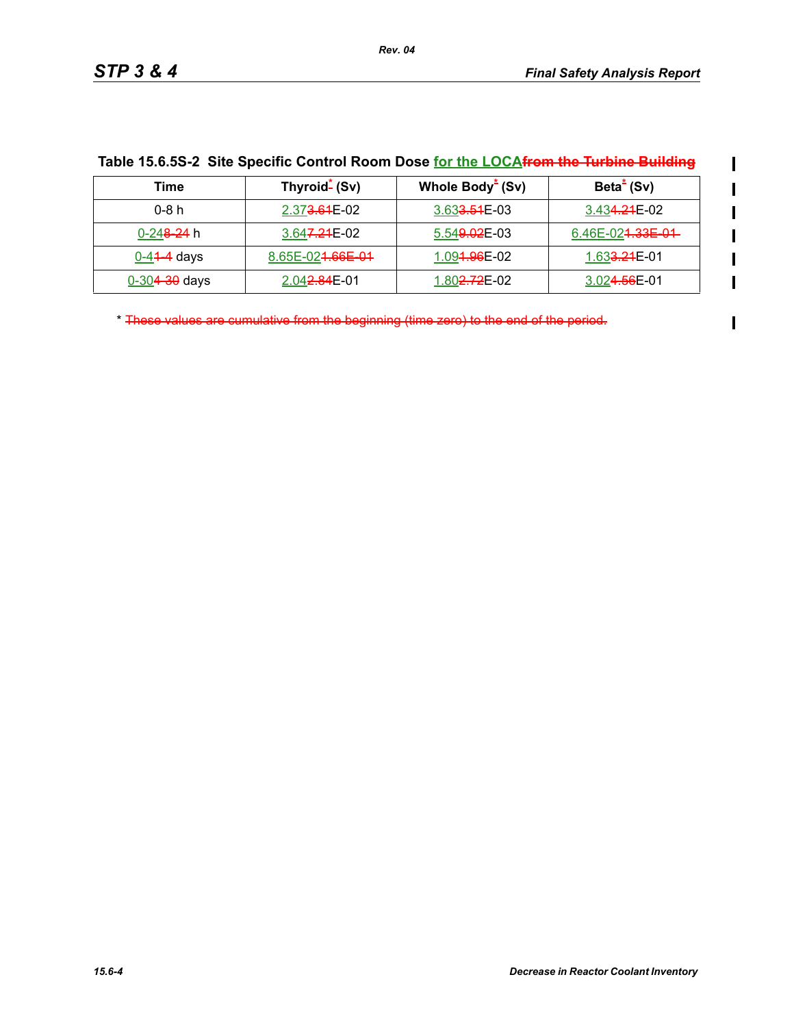**Table 15.6.5S-2 Site Specific Control Room Dose for the LOCA~~from the Turbine Building~~**

| Time | Thyroid~~*~~ (Sv) | Whole Body~~*~~ (Sv) | Beta~~*~~ (Sv) |
|---|---|---|---|
| 0-8 h | 2.37~~3.61~~E-02 | 3.63~~3.51~~E-03 | 3.43~~4.21~~E-02 |
| 0-24~~8-24~~ h | 3.64~~7.21~~E-02 | 5.54~~9.02~~E-03 | 6.46E-02~~1.33E-01~~ |
| 0-4~~1-4~~ days | 8.65E-02~~1.66E-01~~ | 1.09~~1.96~~E-02 | 1.63~~3.21~~E-01 |
| 0-30~~4-30~~ days | 2.04~~2.84~~E-01 | 1.80~~2.72~~E-02 | 3.02~~4.56~~E-01 |

* ~~These values are cumulative from the beginning (time zero) to the end of the period.~~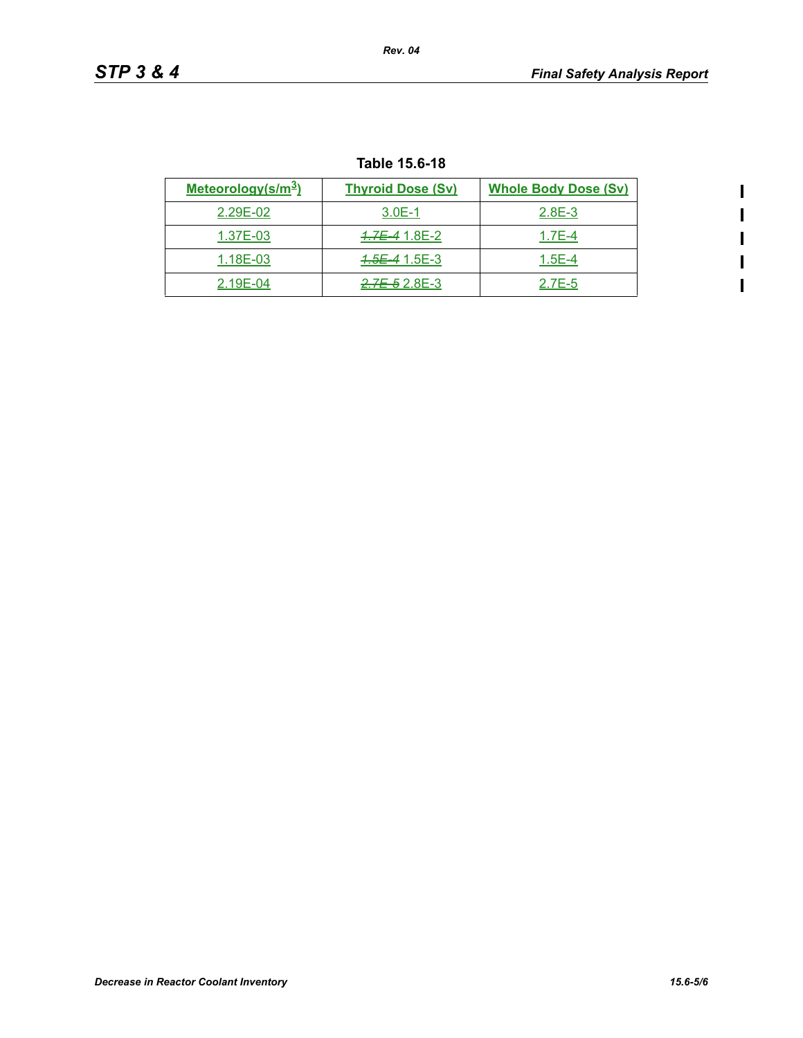**Table 15.6-18**

| Meteorology(s/$m^3$) | Thyroid Dose (Sv) | Whole Body Dose (Sv) |
|---|---|---|
| 2.29E-02 | 3.0E-1 | 2.8E-3 |
| 1.37E-03 | ~~1.7E-4~~ 1.8E-2 | 1.7E-4 |
| 1.18E-03 | ~~1.5E-4~~ 1.5E-3 | 1.5E-4 |
| 2.19E-04 | ~~2.7E-5~~ 2.8E-3 | 2.7E-5 |